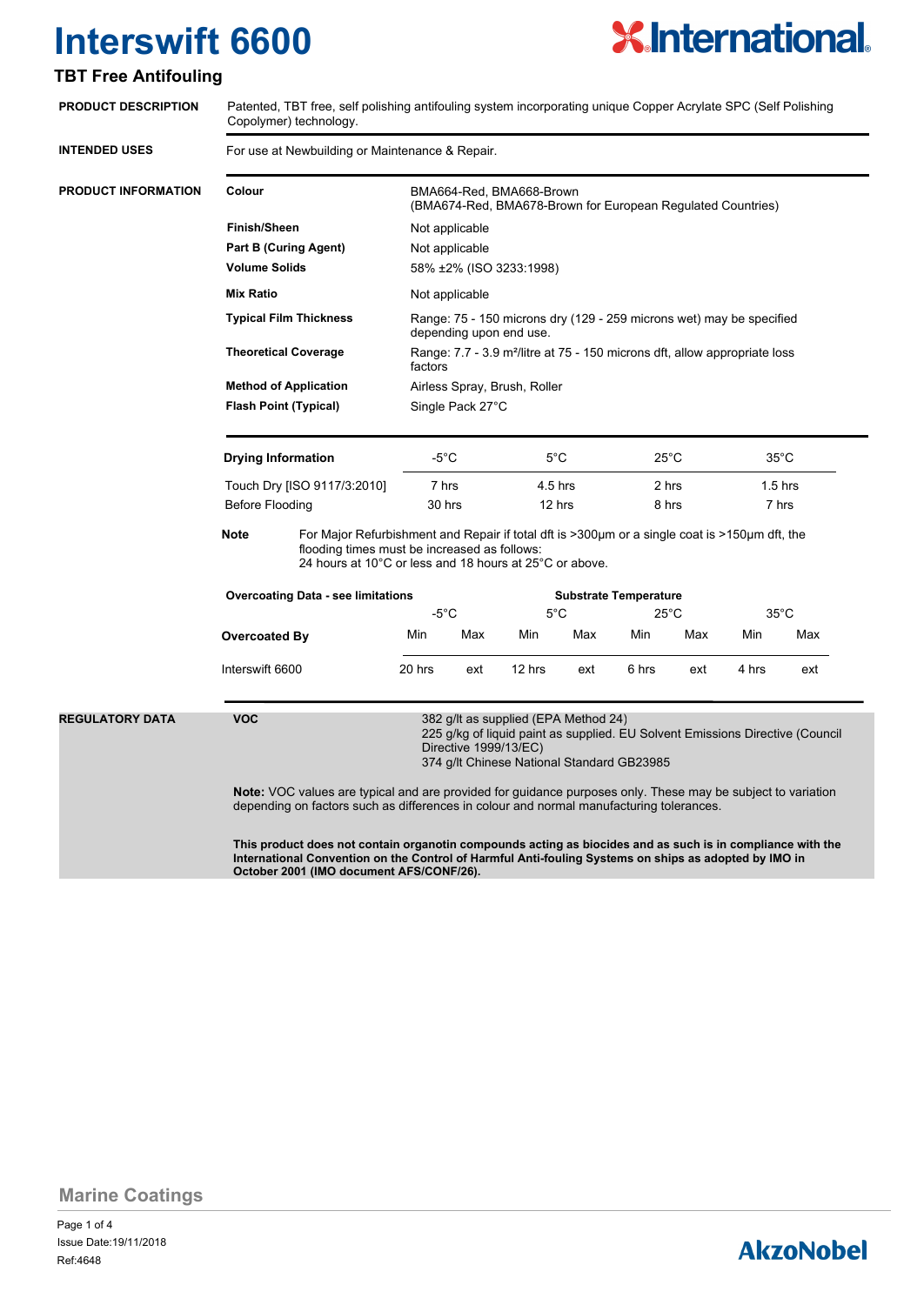# Interswift 6600

## TBT Free Antifouling

**PRODUCT DESCRIPTION**

Patented, TBT free, self polishing antifouling system incorporating unique Copper Acrylate SPC (Self Polishing Copolymer) technology.

**INTENDED USES**

For use at Newbuilding or Maintenance & Repair.

**PRODUCT INFORMATION**

| | |
|---|---|
| **Colour** | BMA664-Red, BMA668-Brown (BMA674-Red, BMA678-Brown for European Regulated Countries) |
| **Finish/Sheen** | Not applicable |
| **Part B (Curing Agent)** | Not applicable |
| **Volume Solids** | 58% ±2% (ISO 3233:1998) |
| **Mix Ratio** | Not applicable |
| **Typical Film Thickness** | Range: 75 - 150 microns dry (129 - 259 microns wet) may be specified depending upon end use. |
| **Theoretical Coverage** | Range: 7.7 - 3.9 m²/litre at 75 - 150 microns dft, allow appropriate loss factors |
| **Method of Application** | Airless Spray, Brush, Roller |
| **Flash Point (Typical)** | Single Pack 27°C |

| **Drying Information** | -5°C | 5°C | 25°C | 35°C |
|---|---|---|---|---|
| Touch Dry [ISO 9117/3:2010] | 7 hrs | 4.5 hrs | 2 hrs | 1.5 hrs |
| Before Flooding | 30 hrs | 12 hrs | 8 hrs | 7 hrs |

**Note** For Major Refurbishment and Repair if total dft is >300µm or a single coat is >150µm dft, the flooding times must be increased as follows:
24 hours at 10°C or less and 18 hours at 25°C or above.

| **Overcoating Data - see limitations** | **Substrate Temperature** | | | | | | | |
|---|---|---|---|---|---|---|---|---|
| | -5°C | | 5°C | | 25°C | | 35°C | |
| **Overcoated By** | Min | Max | Min | Max | Min | Max | Min | Max |
| Interswift 6600 | 20 hrs | ext | 12 hrs | ext | 6 hrs | ext | 4 hrs | ext |

**REGULATORY DATA**

**VOC**

382 g/lt as supplied (EPA Method 24)
225 g/kg of liquid paint as supplied. EU Solvent Emissions Directive (Council Directive 1999/13/EC)
374 g/lt Chinese National Standard GB23985

**Note:** VOC values are typical and are provided for guidance purposes only. These may be subject to variation depending on factors such as differences in colour and normal manufacturing tolerances.

**This product does not contain organotin compounds acting as biocides and as such is in compliance with the International Convention on the Control of Harmful Anti-fouling Systems on ships as adopted by IMO in October 2001 (IMO document AFS/CONF/26).**

Marine Coatings

Issue Date:19/11/2018
Ref:4648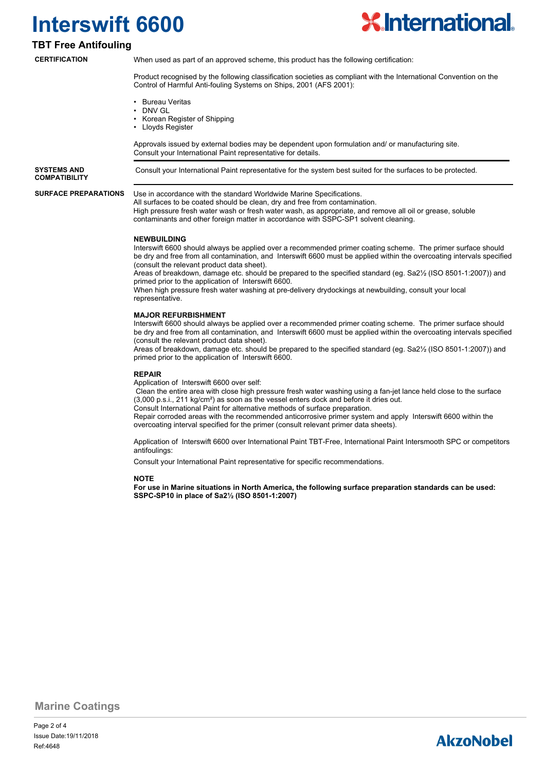# Interswift 6600

## TBT Free Antifouling

**CERTIFICATION**

When used as part of an approved scheme, this product has the following certification:

Product recognised by the following classification societies as compliant with the International Convention on the Control of Harmful Anti-fouling Systems on Ships, 2001 (AFS 2001):

- Bureau Veritas
- DNV GL
- Korean Register of Shipping
- Lloyds Register

Approvals issued by external bodies may be dependent upon formulation and/ or manufacturing site. Consult your International Paint representative for details.

**SYSTEMS AND COMPATIBILITY**

Consult your International Paint representative for the system best suited for the surfaces to be protected.

**SURFACE PREPARATIONS**

Use in accordance with the standard Worldwide Marine Specifications.
All surfaces to be coated should be clean, dry and free from contamination.
High pressure fresh water wash or fresh water wash, as appropriate, and remove all oil or grease, soluble contaminants and other foreign matter in accordance with SSPC-SP1 solvent cleaning.

**NEWBUILDING**

Interswift 6600 should always be applied over a recommended primer coating scheme. The primer surface should be dry and free from all contamination, and Interswift 6600 must be applied within the overcoating intervals specified (consult the relevant product data sheet).
Areas of breakdown, damage etc. should be prepared to the specified standard (eg. Sa2½ (ISO 8501-1:2007)) and primed prior to the application of Interswift 6600.
When high pressure fresh water washing at pre-delivery drydockings at newbuilding, consult your local representative.

**MAJOR REFURBISHMENT**

Interswift 6600 should always be applied over a recommended primer coating scheme. The primer surface should be dry and free from all contamination, and Interswift 6600 must be applied within the overcoating intervals specified (consult the relevant product data sheet).
Areas of breakdown, damage etc. should be prepared to the specified standard (eg. Sa2½ (ISO 8501-1:2007)) and primed prior to the application of Interswift 6600.

**REPAIR**

Application of Interswift 6600 over self:
Clean the entire area with close high pressure fresh water washing using a fan-jet lance held close to the surface (3,000 p.s.i., 211 kg/cm²) as soon as the vessel enters dock and before it dries out.
Consult International Paint for alternative methods of surface preparation.
Repair corroded areas with the recommended anticorrosive primer system and apply Interswift 6600 within the overcoating interval specified for the primer (consult relevant primer data sheets).

Application of Interswift 6600 over International Paint TBT-Free, International Paint Intersmooth SPC or competitors antifoulings:

Consult your International Paint representative for specific recommendations.

**NOTE**

**For use in Marine situations in North America, the following surface preparation standards can be used: SSPC-SP10 in place of Sa2½ (ISO 8501-1:2007)**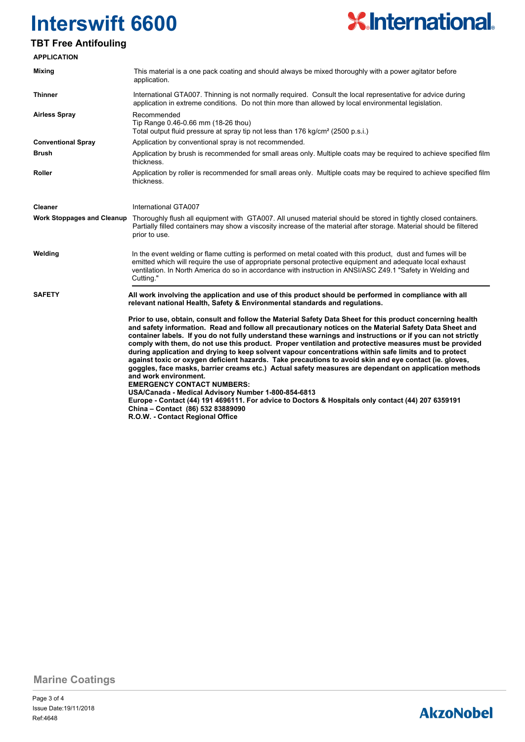# Interswift 6600

## TBT Free Antifouling

### APPLICATION

| | |
|---|---|
| **Mixing** | This material is a one pack coating and should always be mixed thoroughly with a power agitator before application. |
| **Thinner** | International GTA007. Thinning is not normally required. Consult the local representative for advice during application in extreme conditions. Do not thin more than allowed by local environmental legislation. |
| **Airless Spray** | Recommended<br>Tip Range 0.46-0.66 mm (18-26 thou)<br>Total output fluid pressure at spray tip not less than 176 kg/cm² (2500 p.s.i.) |
| **Conventional Spray** | Application by conventional spray is not recommended. |
| **Brush** | Application by brush is recommended for small areas only. Multiple coats may be required to achieve specified film thickness. |
| **Roller** | Application by roller is recommended for small areas only. Multiple coats may be required to achieve specified film thickness. |
| **Cleaner** | International GTA007 |
| **Work Stoppages and Cleanup** | Thoroughly flush all equipment with GTA007. All unused material should be stored in tightly closed containers. Partially filled containers may show a viscosity increase of the material after storage. Material should be filtered prior to use. |
| **Welding** | In the event welding or flame cutting is performed on metal coated with this product, dust and fumes will be emitted which will require the use of appropriate personal protective equipment and adequate local exhaust ventilation. In North America do so in accordance with instruction in ANSI/ASC Z49.1 "Safety in Welding and Cutting." |

### SAFETY

**All work involving the application and use of this product should be performed in compliance with all relevant national Health, Safety & Environmental standards and regulations.**

**Prior to use, obtain, consult and follow the Material Safety Data Sheet for this product concerning health and safety information. Read and follow all precautionary notices on the Material Safety Data Sheet and container labels. If you do not fully understand these warnings and instructions or if you can not strictly comply with them, do not use this product. Proper ventilation and protective measures must be provided during application and drying to keep solvent vapour concentrations within safe limits and to protect against toxic or oxygen deficient hazards. Take precautions to avoid skin and eye contact (ie. gloves, goggles, face masks, barrier creams etc.) Actual safety measures are dependant on application methods and work environment.**

**EMERGENCY CONTACT NUMBERS:**
**USA/Canada - Medical Advisory Number 1-800-854-6813**
**Europe - Contact (44) 191 4696111. For advice to Doctors & Hospitals only contact (44) 207 6359191**
**China – Contact (86) 532 83889090**
**R.O.W. - Contact Regional Office**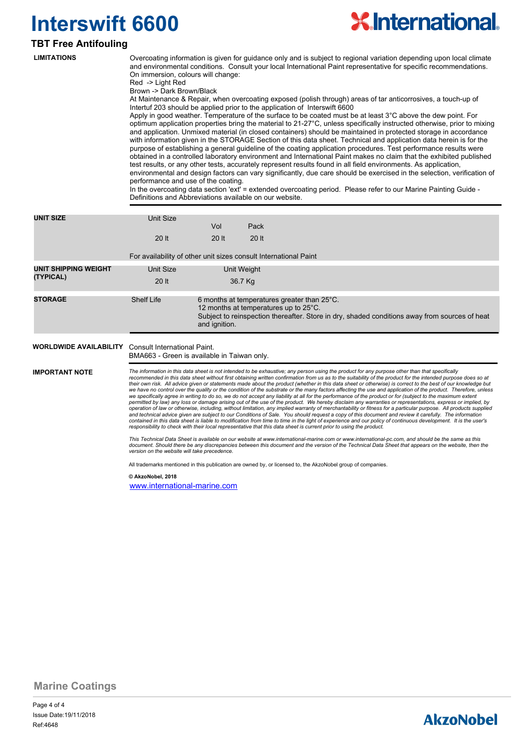# Interswift 6600

## TBT Free Antifouling

**LIMITATIONS**

Overcoating information is given for guidance only and is subject to regional variation depending upon local climate and environmental conditions. Consult your local International Paint representative for specific recommendations.
On immersion, colours will change:
Red -> Light Red
Brown -> Dark Brown/Black
At Maintenance & Repair, when overcoating exposed (polish through) areas of tar anticorrosives, a touch-up of Intertuf 203 should be applied prior to the application of Interswift 6600
Apply in good weather. Temperature of the surface to be coated must be at least 3°C above the dew point. For optimum application properties bring the material to 21-27°C, unless specifically instructed otherwise, prior to mixing and application. Unmixed material (in closed containers) should be maintained in protected storage in accordance with information given in the STORAGE Section of this data sheet. Technical and application data herein is for the purpose of establishing a general guideline of the coating application procedures. Test performance results were obtained in a controlled laboratory environment and International Paint makes no claim that the exhibited published test results, or any other tests, accurately represent results found in all field environments. As application, environmental and design factors can vary significantly, due care should be exercised in the selection, verification of performance and use of the coating.
In the overcoating data section 'ext' = extended overcoating period. Please refer to our Marine Painting Guide - Definitions and Abbreviations available on our website.

**UNIT SIZE**

| Unit Size | Vol | Pack |
|---|---|---|
| 20 lt | 20 lt | 20 lt |

For availability of other unit sizes consult International Paint

**UNIT SHIPPING WEIGHT (TYPICAL)**

| Unit Size | Unit Weight |
|---|---|
| 20 lt | 36.7 Kg |

**STORAGE**

Shelf Life: 6 months at temperatures greater than 25°C.
12 months at temperatures up to 25°C.
Subject to reinspection thereafter. Store in dry, shaded conditions away from sources of heat and ignition.

**WORLDWIDE AVAILABILITY**

Consult International Paint.
BMA663 - Green is available in Taiwan only.

**IMPORTANT NOTE**

*The information in this data sheet is not intended to be exhaustive; any person using the product for any purpose other than that specifically recommended in this data sheet without first obtaining written confirmation from us as to the suitability of the product for the intended purpose does so at their own risk. All advice given or statements made about the product (whether in this data sheet or otherwise) is correct to the best of our knowledge but we have no control over the quality or the condition of the substrate or the many factors affecting the use and application of the product. Therefore, unless we specifically agree in writing to do so, we do not accept any liability at all for the performance of the product or for (subject to the maximum extent permitted by law) any loss or damage arising out of the use of the product. We hereby disclaim any warranties or representations, express or implied, by operation of law or otherwise, including, without limitation, any implied warranty of merchantability or fitness for a particular purpose. All products supplied and technical advice given are subject to our Conditions of Sale. You should request a copy of this document and review it carefully. The information contained in this data sheet is liable to modification from time to time in the light of experience and our policy of continuous development. It is the user's responsibility to check with their local representative that this data sheet is current prior to using the product.*

*This Technical Data Sheet is available on our website at www.international-marine.com or www.international-pc.com, and should be the same as this document. Should there be any discrepancies between this document and the version of the Technical Data Sheet that appears on the website, then the version on the website will take precedence.*

All trademarks mentioned in this publication are owned by, or licensed to, the AkzoNobel group of companies.

**© AkzoNobel, 2018**

www.international-marine.com

Marine Coatings

Issue Date:19/11/2018
Ref:4648